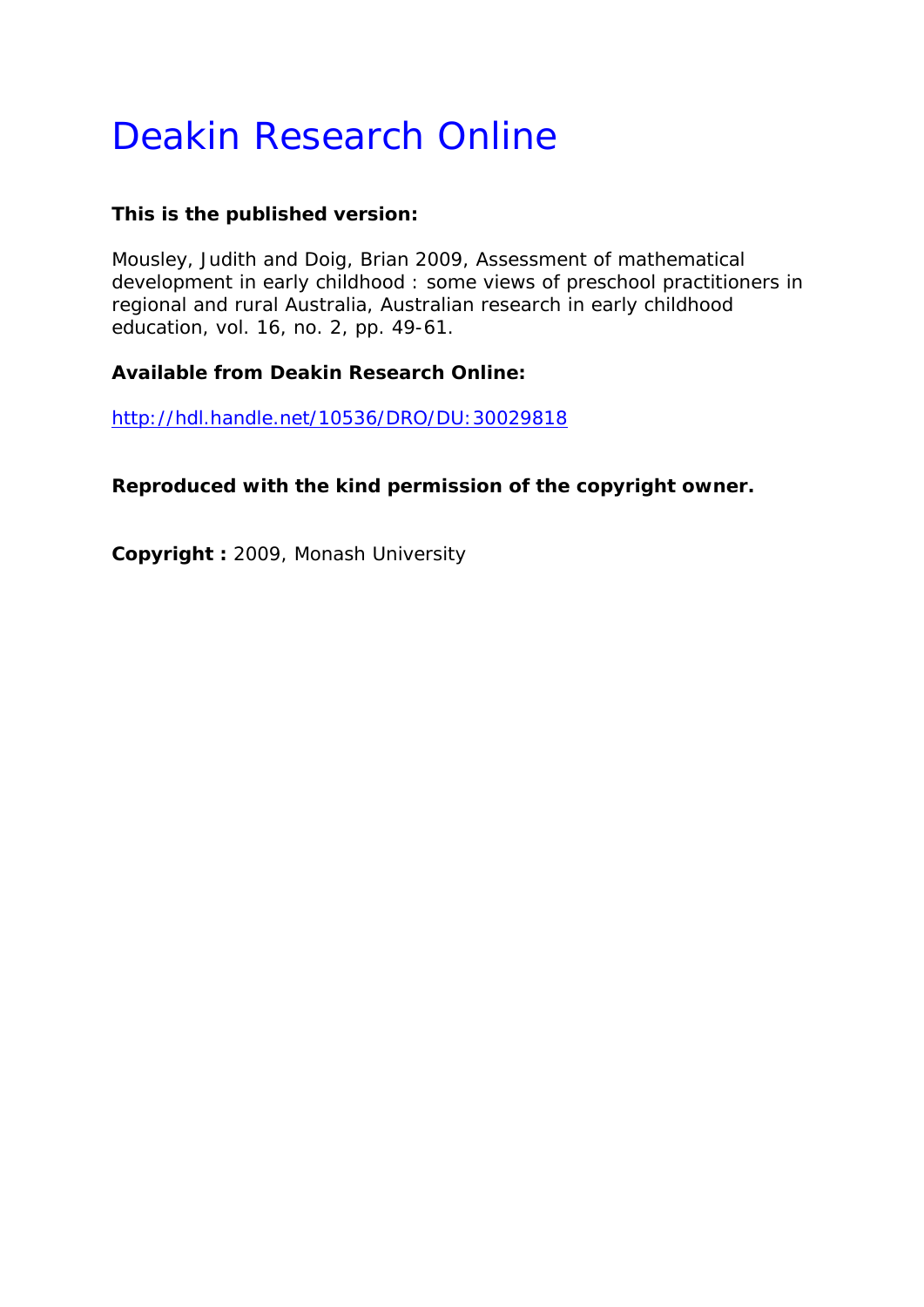# Deakin Research Online

**This is the published version:**

Mousley, Judith and Doig, Brian 2009, Assessment of mathematical development in early childhood : some views of preschool practitioners in regional and rural Australia, Australian research in early childhood education, vol. 16, no. 2, pp. 49-61.

**Available from Deakin Research Online:**

http://hdl.handle.net/10536/DRO/DU:30029818

**Reproduced with the kind permission of the copyright owner.**

**Copyright :** 2009, Monash University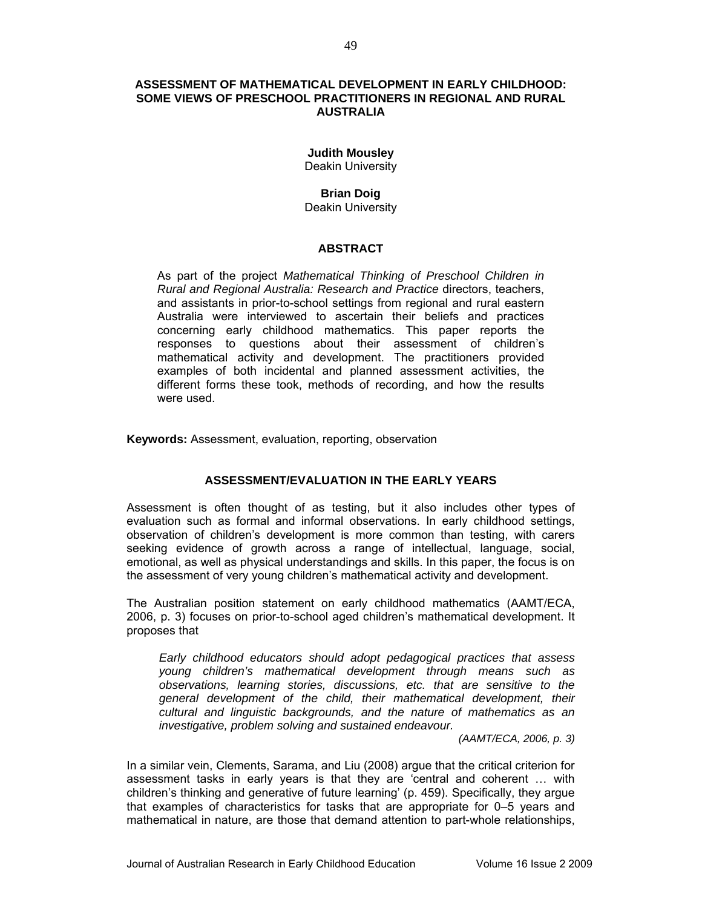# ASSESSMENT OF MATHEMATICAL DEVELOPMENT IN EARLY CHILDHOOD: SOME VIEWS OF PRESCHOOL PRACTITIONERS IN REGIONAL AND RURAL AUSTRALIA

**Judith Mousley**
Deakin University

**Brian Doig**
Deakin University

## ABSTRACT

As part of the project *Mathematical Thinking of Preschool Children in Rural and Regional Australia: Research and Practice* directors, teachers, and assistants in prior-to-school settings from regional and rural eastern Australia were interviewed to ascertain their beliefs and practices concerning early childhood mathematics. This paper reports the responses to questions about their assessment of children's mathematical activity and development. The practitioners provided examples of both incidental and planned assessment activities, the different forms these took, methods of recording, and how the results were used.

**Keywords:** Assessment, evaluation, reporting, observation

## ASSESSMENT/EVALUATION IN THE EARLY YEARS

Assessment is often thought of as testing, but it also includes other types of evaluation such as formal and informal observations. In early childhood settings, observation of children's development is more common than testing, with carers seeking evidence of growth across a range of intellectual, language, social, emotional, as well as physical understandings and skills. In this paper, the focus is on the assessment of very young children's mathematical activity and development.

The Australian position statement on early childhood mathematics (AAMT/ECA, 2006, p. 3) focuses on prior-to-school aged children's mathematical development. It proposes that

> *Early childhood educators should adopt pedagogical practices that assess young children's mathematical development through means such as observations, learning stories, discussions, etc. that are sensitive to the general development of the child, their mathematical development, their cultural and linguistic backgrounds, and the nature of mathematics as an investigative, problem solving and sustained endeavour.*
>
> *(AAMT/ECA, 2006, p. 3)*

In a similar vein, Clements, Sarama, and Liu (2008) argue that the critical criterion for assessment tasks in early years is that they are 'central and coherent … with children's thinking and generative of future learning' (p. 459). Specifically, they argue that examples of characteristics for tasks that are appropriate for 0–5 years and mathematical in nature, are those that demand attention to part-whole relationships,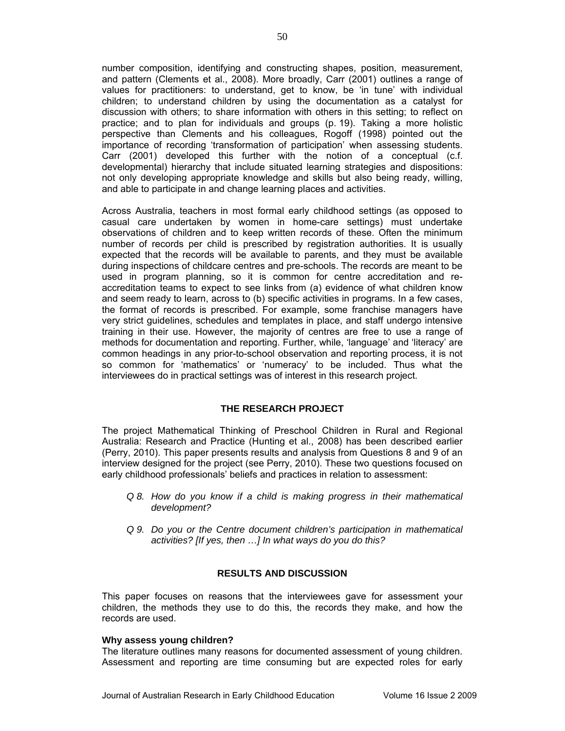number composition, identifying and constructing shapes, position, measurement, and pattern (Clements et al., 2008). More broadly, Carr (2001) outlines a range of values for practitioners: to understand, get to know, be 'in tune' with individual children; to understand children by using the documentation as a catalyst for discussion with others; to share information with others in this setting; to reflect on practice; and to plan for individuals and groups (p. 19). Taking a more holistic perspective than Clements and his colleagues, Rogoff (1998) pointed out the importance of recording 'transformation of participation' when assessing students. Carr (2001) developed this further with the notion of a conceptual (c.f. developmental) hierarchy that include situated learning strategies and dispositions: not only developing appropriate knowledge and skills but also being ready, willing, and able to participate in and change learning places and activities.

Across Australia, teachers in most formal early childhood settings (as opposed to casual care undertaken by women in home-care settings) must undertake observations of children and to keep written records of these. Often the minimum number of records per child is prescribed by registration authorities. It is usually expected that the records will be available to parents, and they must be available during inspections of childcare centres and pre-schools. The records are meant to be used in program planning, so it is common for centre accreditation and re-accreditation teams to expect to see links from (a) evidence of what children know and seem ready to learn, across to (b) specific activities in programs. In a few cases, the format of records is prescribed. For example, some franchise managers have very strict guidelines, schedules and templates in place, and staff undergo intensive training in their use. However, the majority of centres are free to use a range of methods for documentation and reporting. Further, while, 'language' and 'literacy' are common headings in any prior-to-school observation and reporting process, it is not so common for 'mathematics' or 'numeracy' to be included. Thus what the interviewees do in practical settings was of interest in this research project.

## THE RESEARCH PROJECT

The project Mathematical Thinking of Preschool Children in Rural and Regional Australia: Research and Practice (Hunting et al., 2008) has been described earlier (Perry, 2010). This paper presents results and analysis from Questions 8 and 9 of an interview designed for the project (see Perry, 2010). These two questions focused on early childhood professionals' beliefs and practices in relation to assessment:

> *Q 8. How do you know if a child is making progress in their mathematical development?*
>
> *Q 9. Do you or the Centre document children's participation in mathematical activities? [If yes, then …] In what ways do you do this?*

## RESULTS AND DISCUSSION

This paper focuses on reasons that the interviewees gave for assessment your children, the methods they use to do this, the records they make, and how the records are used.

### Why assess young children?

The literature outlines many reasons for documented assessment of young children. Assessment and reporting are time consuming but are expected roles for early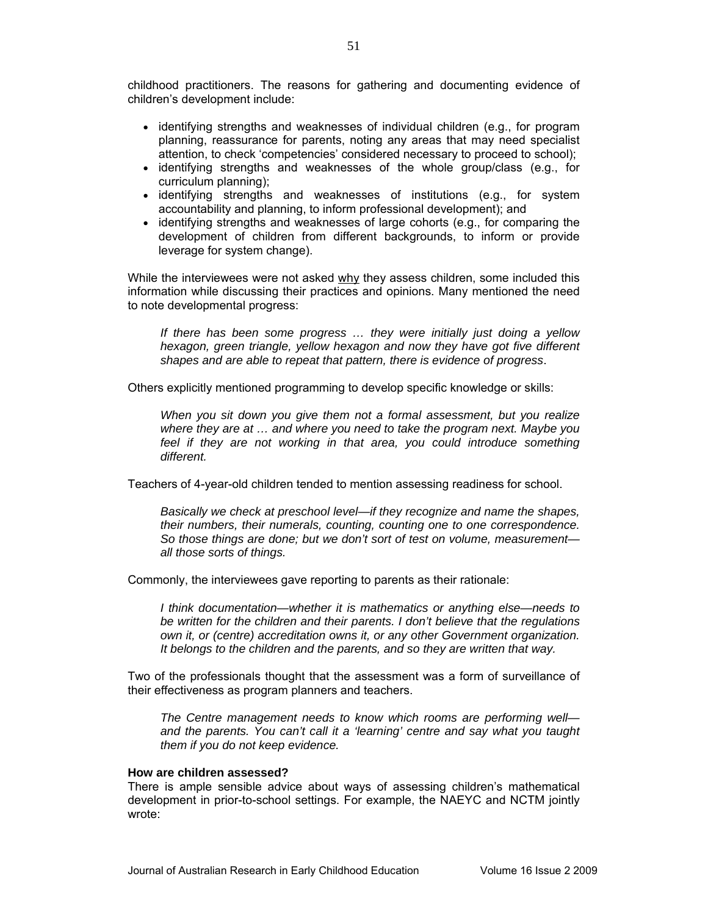childhood practitioners. The reasons for gathering and documenting evidence of children's development include:

- identifying strengths and weaknesses of individual children (e.g., for program planning, reassurance for parents, noting any areas that may need specialist attention, to check 'competencies' considered necessary to proceed to school);
- identifying strengths and weaknesses of the whole group/class (e.g., for curriculum planning);
- identifying strengths and weaknesses of institutions (e.g., for system accountability and planning, to inform professional development); and
- identifying strengths and weaknesses of large cohorts (e.g., for comparing the development of children from different backgrounds, to inform or provide leverage for system change).

While the interviewees were not asked <u>why</u> they assess children, some included this information while discussing their practices and opinions. Many mentioned the need to note developmental progress:

> *If there has been some progress … they were initially just doing a yellow hexagon, green triangle, yellow hexagon and now they have got five different shapes and are able to repeat that pattern, there is evidence of progress*.

Others explicitly mentioned programming to develop specific knowledge or skills:

> *When you sit down you give them not a formal assessment, but you realize where they are at … and where you need to take the program next. Maybe you feel if they are not working in that area, you could introduce something different.*

Teachers of 4-year-old children tended to mention assessing readiness for school.

> *Basically we check at preschool level—if they recognize and name the shapes, their numbers, their numerals, counting, counting one to one correspondence. So those things are done; but we don't sort of test on volume, measurement—all those sorts of things.*

Commonly, the interviewees gave reporting to parents as their rationale:

> *I think documentation—whether it is mathematics or anything else—needs to be written for the children and their parents. I don't believe that the regulations own it, or (centre) accreditation owns it, or any other Government organization. It belongs to the children and the parents, and so they are written that way.*

Two of the professionals thought that the assessment was a form of surveillance of their effectiveness as program planners and teachers.

> *The Centre management needs to know which rooms are performing well—and the parents. You can't call it a 'learning' centre and say what you taught them if you do not keep evidence.*

**How are children assessed?**

There is ample sensible advice about ways of assessing children's mathematical development in prior-to-school settings. For example, the NAEYC and NCTM jointly wrote: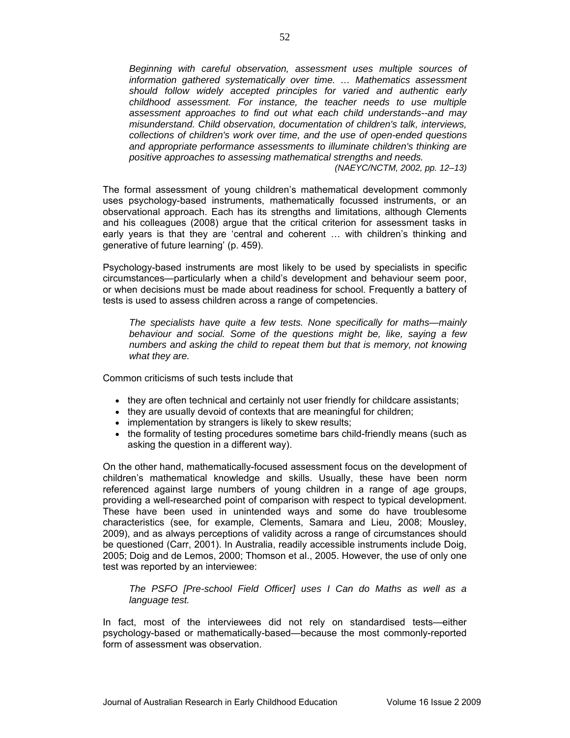*Beginning with careful observation, assessment uses multiple sources of information gathered systematically over time. … Mathematics assessment should follow widely accepted principles for varied and authentic early childhood assessment. For instance, the teacher needs to use multiple assessment approaches to find out what each child understands--and may misunderstand. Child observation, documentation of children's talk, interviews, collections of children's work over time, and the use of open-ended questions and appropriate performance assessments to illuminate children's thinking are positive approaches to assessing mathematical strengths and needs.*

*(NAEYC/NCTM, 2002, pp. 12–13)*

The formal assessment of young children's mathematical development commonly uses psychology-based instruments, mathematically focussed instruments, or an observational approach. Each has its strengths and limitations, although Clements and his colleagues (2008) argue that the critical criterion for assessment tasks in early years is that they are 'central and coherent … with children's thinking and generative of future learning' (p. 459).

Psychology-based instruments are most likely to be used by specialists in specific circumstances—particularly when a child's development and behaviour seem poor, or when decisions must be made about readiness for school. Frequently a battery of tests is used to assess children across a range of competencies.

*The specialists have quite a few tests. None specifically for maths—mainly behaviour and social. Some of the questions might be, like, saying a few numbers and asking the child to repeat them but that is memory, not knowing what they are.*

Common criticisms of such tests include that

- they are often technical and certainly not user friendly for childcare assistants;
- they are usually devoid of contexts that are meaningful for children;
- implementation by strangers is likely to skew results;
- the formality of testing procedures sometime bars child-friendly means (such as asking the question in a different way).

On the other hand, mathematically-focused assessment focus on the development of children's mathematical knowledge and skills. Usually, these have been norm referenced against large numbers of young children in a range of age groups, providing a well-researched point of comparison with respect to typical development. These have been used in unintended ways and some do have troublesome characteristics (see, for example, Clements, Samara and Lieu, 2008; Mousley, 2009), and as always perceptions of validity across a range of circumstances should be questioned (Carr, 2001). In Australia, readily accessible instruments include Doig, 2005; Doig and de Lemos, 2000; Thomson et al., 2005. However, the use of only one test was reported by an interviewee:

*The PSFO [Pre-school Field Officer] uses I Can do Maths as well as a language test.*

In fact, most of the interviewees did not rely on standardised tests—either psychology-based or mathematically-based—because the most commonly-reported form of assessment was observation.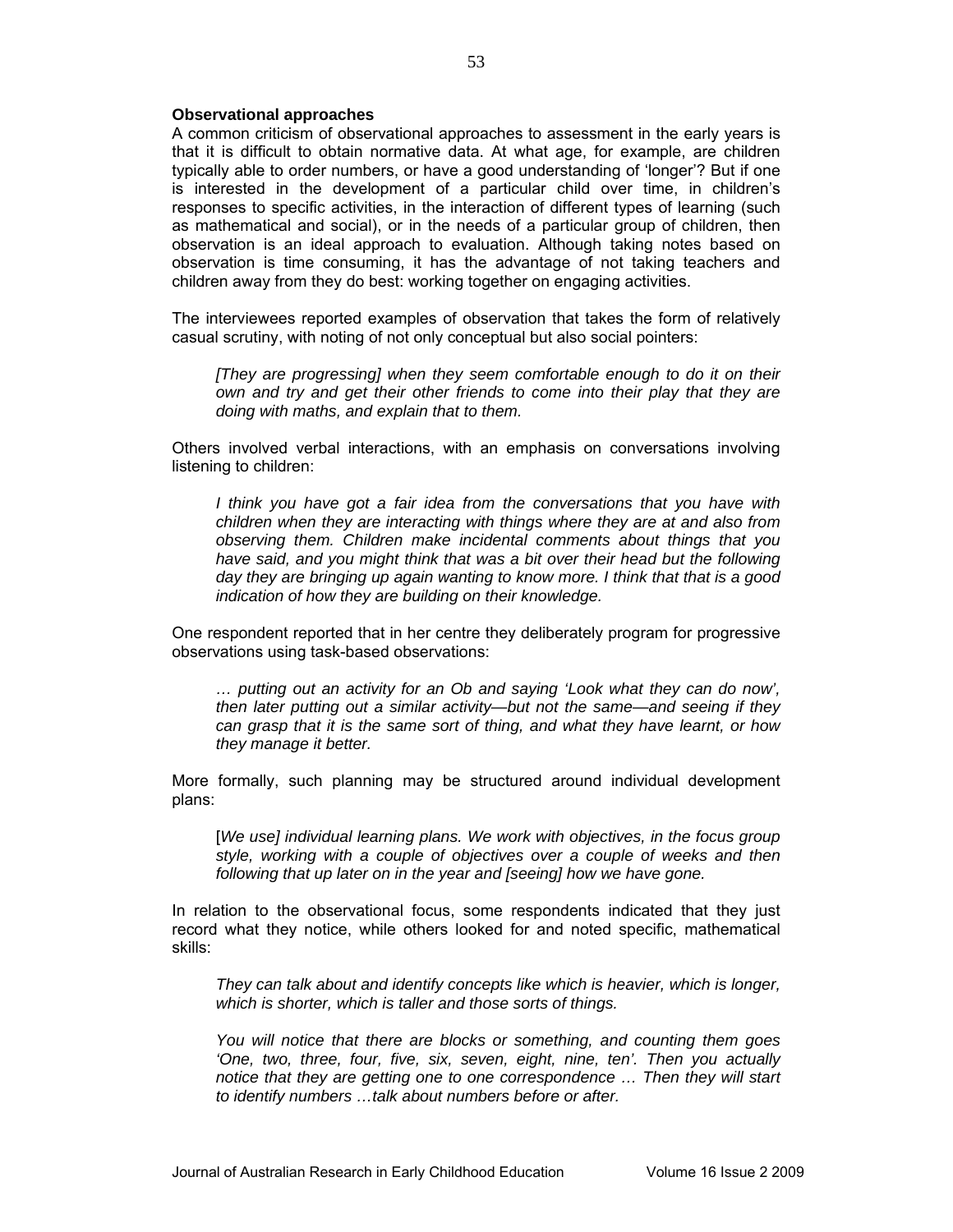**Observational approaches**

A common criticism of observational approaches to assessment in the early years is that it is difficult to obtain normative data. At what age, for example, are children typically able to order numbers, or have a good understanding of 'longer'? But if one is interested in the development of a particular child over time, in children's responses to specific activities, in the interaction of different types of learning (such as mathematical and social), or in the needs of a particular group of children, then observation is an ideal approach to evaluation. Although taking notes based on observation is time consuming, it has the advantage of not taking teachers and children away from they do best: working together on engaging activities.

The interviewees reported examples of observation that takes the form of relatively casual scrutiny, with noting of not only conceptual but also social pointers:

> *[They are progressing] when they seem comfortable enough to do it on their own and try and get their other friends to come into their play that they are doing with maths, and explain that to them.*

Others involved verbal interactions, with an emphasis on conversations involving listening to children:

> *I think you have got a fair idea from the conversations that you have with children when they are interacting with things where they are at and also from observing them. Children make incidental comments about things that you have said, and you might think that was a bit over their head but the following day they are bringing up again wanting to know more. I think that that is a good indication of how they are building on their knowledge.*

One respondent reported that in her centre they deliberately program for progressive observations using task-based observations:

> *… putting out an activity for an Ob and saying 'Look what they can do now', then later putting out a similar activity—but not the same—and seeing if they can grasp that it is the same sort of thing, and what they have learnt, or how they manage it better.*

More formally, such planning may be structured around individual development plans:

> [*We use] individual learning plans. We work with objectives, in the focus group style, working with a couple of objectives over a couple of weeks and then following that up later on in the year and [seeing] how we have gone.*

In relation to the observational focus, some respondents indicated that they just record what they notice, while others looked for and noted specific, mathematical skills:

> *They can talk about and identify concepts like which is heavier, which is longer, which is shorter, which is taller and those sorts of things.*

> *You will notice that there are blocks or something, and counting them goes 'One, two, three, four, five, six, seven, eight, nine, ten'. Then you actually notice that they are getting one to one correspondence … Then they will start to identify numbers …talk about numbers before or after.*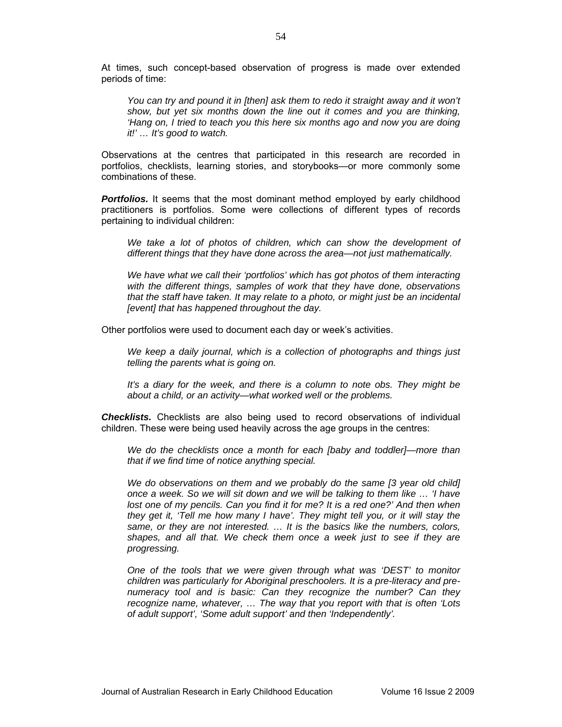At times, such concept-based observation of progress is made over extended periods of time:

> *You can try and pound it in [then] ask them to redo it straight away and it won't show, but yet six months down the line out it comes and you are thinking, 'Hang on, I tried to teach you this here six months ago and now you are doing it!' … It's good to watch.*

Observations at the centres that participated in this research are recorded in portfolios, checklists, learning stories, and storybooks—or more commonly some combinations of these.

***Portfolios.*** It seems that the most dominant method employed by early childhood practitioners is portfolios. Some were collections of different types of records pertaining to individual children:

> *We take a lot of photos of children, which can show the development of different things that they have done across the area—not just mathematically.*

> *We have what we call their 'portfolios' which has got photos of them interacting with the different things, samples of work that they have done, observations that the staff have taken. It may relate to a photo, or might just be an incidental [event] that has happened throughout the day.*

Other portfolios were used to document each day or week's activities.

> *We keep a daily journal, which is a collection of photographs and things just telling the parents what is going on.*

> *It's a diary for the week, and there is a column to note obs. They might be about a child, or an activity—what worked well or the problems.*

***Checklists.*** Checklists are also being used to record observations of individual children. These were being used heavily across the age groups in the centres:

> *We do the checklists once a month for each [baby and toddler]—more than that if we find time of notice anything special.*

> *We do observations on them and we probably do the same [3 year old child] once a week. So we will sit down and we will be talking to them like … 'I have lost one of my pencils. Can you find it for me? It is a red one?' And then when they get it, 'Tell me how many I have'. They might tell you, or it will stay the same, or they are not interested. … It is the basics like the numbers, colors, shapes, and all that. We check them once a week just to see if they are progressing.*

> *One of the tools that we were given through what was 'DEST' to monitor children was particularly for Aboriginal preschoolers. It is a pre-literacy and pre-numeracy tool and is basic: Can they recognize the number? Can they recognize name, whatever, … The way that you report with that is often 'Lots of adult support', 'Some adult support' and then 'Independently'.*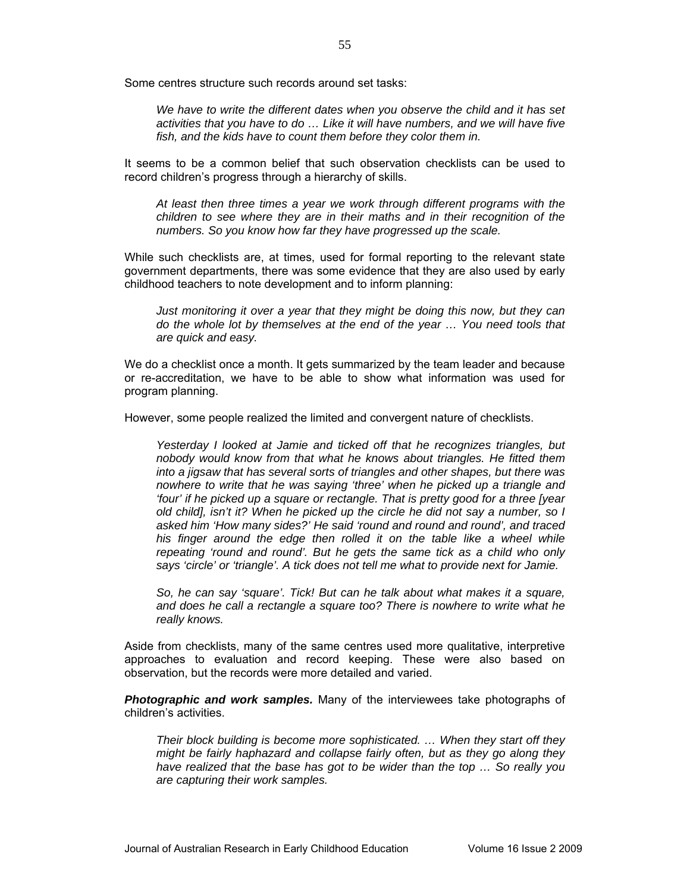Some centres structure such records around set tasks:

> *We have to write the different dates when you observe the child and it has set activities that you have to do … Like it will have numbers, and we will have five fish, and the kids have to count them before they color them in.*

It seems to be a common belief that such observation checklists can be used to record children's progress through a hierarchy of skills.

> *At least then three times a year we work through different programs with the children to see where they are in their maths and in their recognition of the numbers. So you know how far they have progressed up the scale.*

While such checklists are, at times, used for formal reporting to the relevant state government departments, there was some evidence that they are also used by early childhood teachers to note development and to inform planning:

> *Just monitoring it over a year that they might be doing this now, but they can do the whole lot by themselves at the end of the year … You need tools that are quick and easy.*

We do a checklist once a month. It gets summarized by the team leader and because or re-accreditation, we have to be able to show what information was used for program planning.

However, some people realized the limited and convergent nature of checklists.

> *Yesterday I looked at Jamie and ticked off that he recognizes triangles, but nobody would know from that what he knows about triangles. He fitted them into a jigsaw that has several sorts of triangles and other shapes, but there was nowhere to write that he was saying 'three' when he picked up a triangle and 'four' if he picked up a square or rectangle. That is pretty good for a three [year old child], isn't it? When he picked up the circle he did not say a number, so I asked him 'How many sides?' He said 'round and round and round', and traced his finger around the edge then rolled it on the table like a wheel while repeating 'round and round'. But he gets the same tick as a child who only says 'circle' or 'triangle'. A tick does not tell me what to provide next for Jamie.*
>
> *So, he can say 'square'. Tick! But can he talk about what makes it a square, and does he call a rectangle a square too? There is nowhere to write what he really knows.*

Aside from checklists, many of the same centres used more qualitative, interpretive approaches to evaluation and record keeping. These were also based on observation, but the records were more detailed and varied.

***Photographic and work samples.*** Many of the interviewees take photographs of children's activities.

> *Their block building is become more sophisticated. … When they start off they might be fairly haphazard and collapse fairly often, but as they go along they have realized that the base has got to be wider than the top … So really you are capturing their work samples.*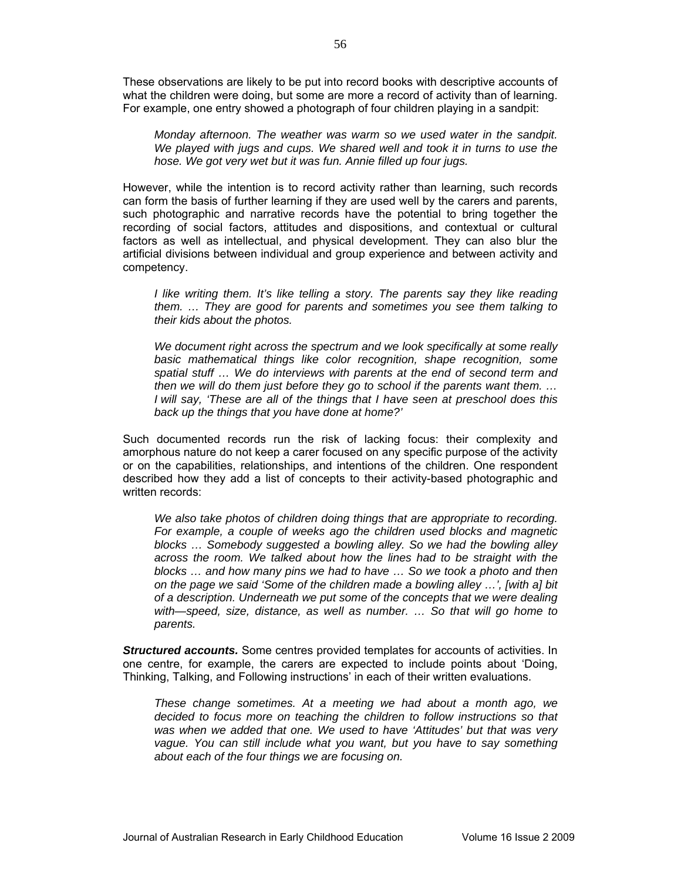These observations are likely to be put into record books with descriptive accounts of what the children were doing, but some are more a record of activity than of learning. For example, one entry showed a photograph of four children playing in a sandpit:

> *Monday afternoon. The weather was warm so we used water in the sandpit. We played with jugs and cups. We shared well and took it in turns to use the hose. We got very wet but it was fun. Annie filled up four jugs.*

However, while the intention is to record activity rather than learning, such records can form the basis of further learning if they are used well by the carers and parents, such photographic and narrative records have the potential to bring together the recording of social factors, attitudes and dispositions, and contextual or cultural factors as well as intellectual, and physical development. They can also blur the artificial divisions between individual and group experience and between activity and competency.

> *I like writing them. It's like telling a story. The parents say they like reading them. … They are good for parents and sometimes you see them talking to their kids about the photos.*

> *We document right across the spectrum and we look specifically at some really basic mathematical things like color recognition, shape recognition, some spatial stuff … We do interviews with parents at the end of second term and then we will do them just before they go to school if the parents want them. … I will say, 'These are all of the things that I have seen at preschool does this back up the things that you have done at home?'*

Such documented records run the risk of lacking focus: their complexity and amorphous nature do not keep a carer focused on any specific purpose of the activity or on the capabilities, relationships, and intentions of the children. One respondent described how they add a list of concepts to their activity-based photographic and written records:

> *We also take photos of children doing things that are appropriate to recording. For example, a couple of weeks ago the children used blocks and magnetic blocks … Somebody suggested a bowling alley. So we had the bowling alley across the room. We talked about how the lines had to be straight with the blocks … and how many pins we had to have … So we took a photo and then on the page we said 'Some of the children made a bowling alley …', [with a] bit of a description. Underneath we put some of the concepts that we were dealing with—speed, size, distance, as well as number. … So that will go home to parents.*

***Structured accounts.*** Some centres provided templates for accounts of activities. In one centre, for example, the carers are expected to include points about 'Doing, Thinking, Talking, and Following instructions' in each of their written evaluations.

> *These change sometimes. At a meeting we had about a month ago, we decided to focus more on teaching the children to follow instructions so that was when we added that one. We used to have 'Attitudes' but that was very vague. You can still include what you want, but you have to say something about each of the four things we are focusing on.*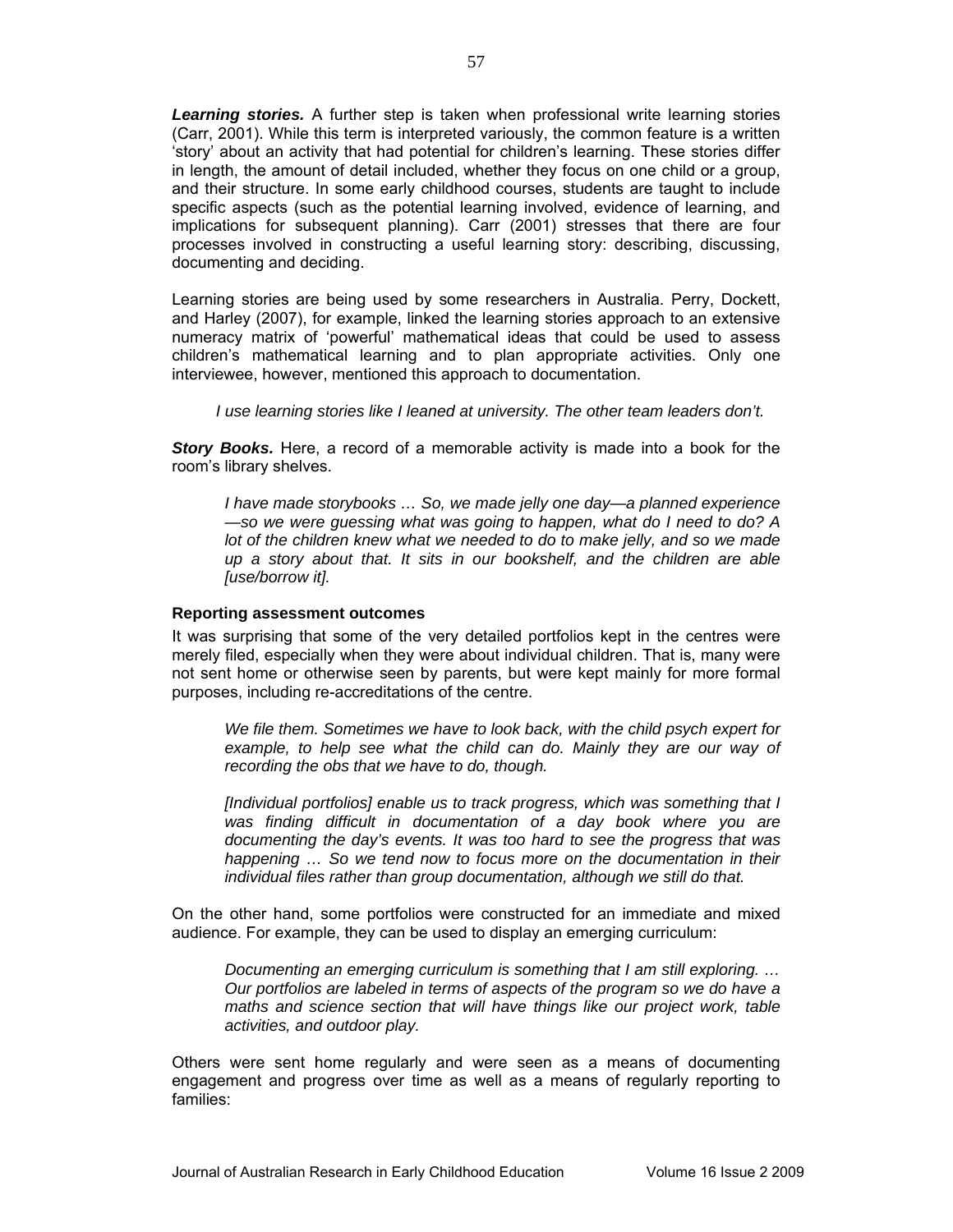***Learning stories.*** A further step is taken when professional write learning stories (Carr, 2001). While this term is interpreted variously, the common feature is a written 'story' about an activity that had potential for children's learning. These stories differ in length, the amount of detail included, whether they focus on one child or a group, and their structure. In some early childhood courses, students are taught to include specific aspects (such as the potential learning involved, evidence of learning, and implications for subsequent planning). Carr (2001) stresses that there are four processes involved in constructing a useful learning story: describing, discussing, documenting and deciding.

Learning stories are being used by some researchers in Australia. Perry, Dockett, and Harley (2007), for example, linked the learning stories approach to an extensive numeracy matrix of 'powerful' mathematical ideas that could be used to assess children's mathematical learning and to plan appropriate activities. Only one interviewee, however, mentioned this approach to documentation.

> *I use learning stories like I leaned at university. The other team leaders don't.*

***Story Books.*** Here, a record of a memorable activity is made into a book for the room's library shelves.

> *I have made storybooks … So, we made jelly one day—a planned experience —so we were guessing what was going to happen, what do I need to do? A lot of the children knew what we needed to do to make jelly, and so we made up a story about that. It sits in our bookshelf, and the children are able [use/borrow it].*

### Reporting assessment outcomes

It was surprising that some of the very detailed portfolios kept in the centres were merely filed, especially when they were about individual children. That is, many were not sent home or otherwise seen by parents, but were kept mainly for more formal purposes, including re-accreditations of the centre.

> *We file them. Sometimes we have to look back, with the child psych expert for example, to help see what the child can do. Mainly they are our way of recording the obs that we have to do, though.*

> *[Individual portfolios] enable us to track progress, which was something that I was finding difficult in documentation of a day book where you are documenting the day's events. It was too hard to see the progress that was happening … So we tend now to focus more on the documentation in their individual files rather than group documentation, although we still do that.*

On the other hand, some portfolios were constructed for an immediate and mixed audience. For example, they can be used to display an emerging curriculum:

> *Documenting an emerging curriculum is something that I am still exploring. … Our portfolios are labeled in terms of aspects of the program so we do have a maths and science section that will have things like our project work, table activities, and outdoor play.*

Others were sent home regularly and were seen as a means of documenting engagement and progress over time as well as a means of regularly reporting to families: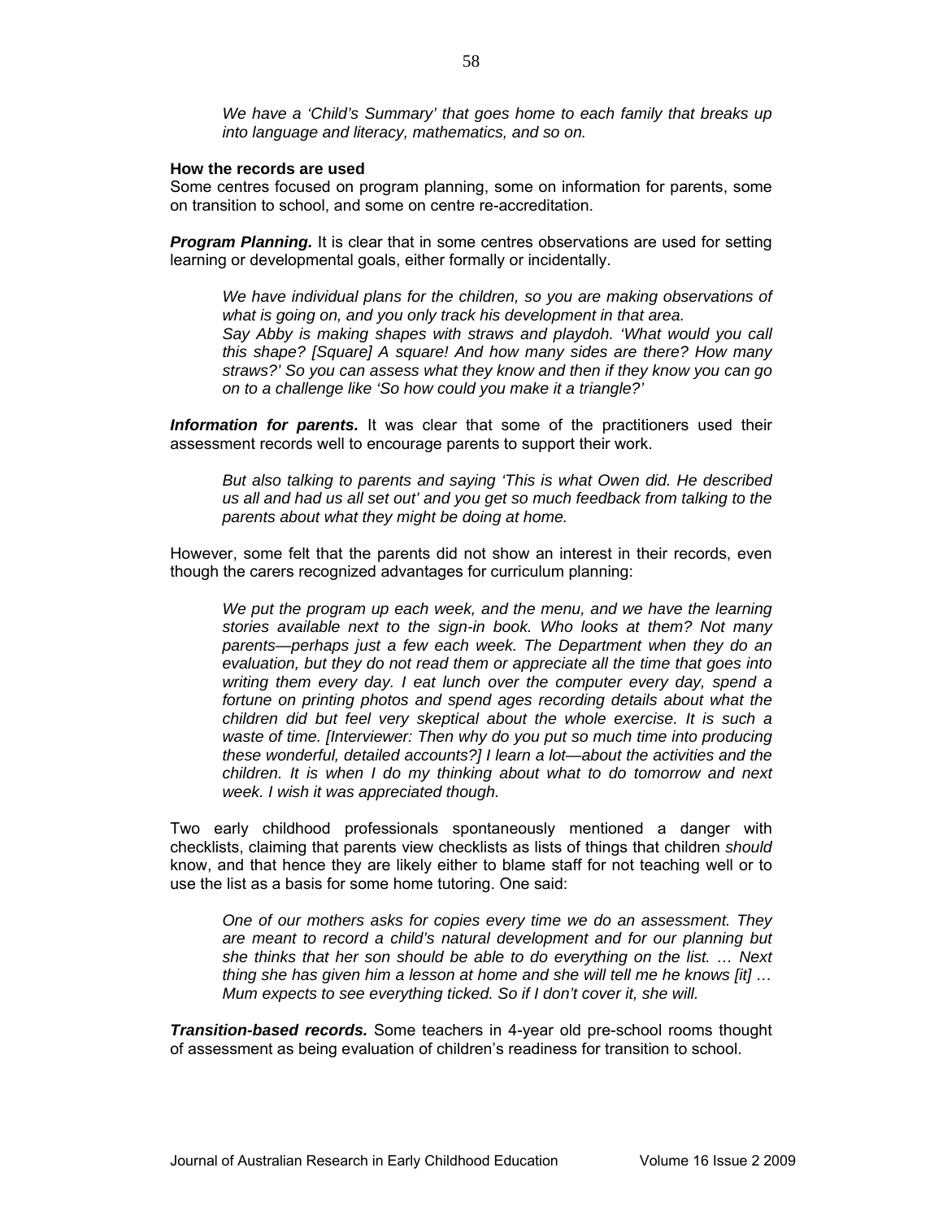*We have a 'Child's Summary' that goes home to each family that breaks up into language and literacy, mathematics, and so on.*

**How the records are used**

Some centres focused on program planning, some on information for parents, some on transition to school, and some on centre re-accreditation.

***Program Planning.*** It is clear that in some centres observations are used for setting learning or developmental goals, either formally or incidentally.

> *We have individual plans for the children, so you are making observations of what is going on, and you only track his development in that area.*
> *Say Abby is making shapes with straws and playdoh. 'What would you call this shape? [Square] A square! And how many sides are there? How many straws?' So you can assess what they know and then if they know you can go on to a challenge like 'So how could you make it a triangle?'*

***Information for parents.*** It was clear that some of the practitioners used their assessment records well to encourage parents to support their work.

> *But also talking to parents and saying 'This is what Owen did. He described us all and had us all set out' and you get so much feedback from talking to the parents about what they might be doing at home.*

However, some felt that the parents did not show an interest in their records, even though the carers recognized advantages for curriculum planning:

> *We put the program up each week, and the menu, and we have the learning stories available next to the sign-in book. Who looks at them? Not many parents—perhaps just a few each week. The Department when they do an evaluation, but they do not read them or appreciate all the time that goes into writing them every day. I eat lunch over the computer every day, spend a fortune on printing photos and spend ages recording details about what the children did but feel very skeptical about the whole exercise. It is such a waste of time. [Interviewer: Then why do you put so much time into producing these wonderful, detailed accounts?] I learn a lot—about the activities and the children. It is when I do my thinking about what to do tomorrow and next week. I wish it was appreciated though.*

Two early childhood professionals spontaneously mentioned a danger with checklists, claiming that parents view checklists as lists of things that children *should* know, and that hence they are likely either to blame staff for not teaching well or to use the list as a basis for some home tutoring. One said:

> *One of our mothers asks for copies every time we do an assessment. They are meant to record a child's natural development and for our planning but she thinks that her son should be able to do everything on the list. … Next thing she has given him a lesson at home and she will tell me he knows [it] … Mum expects to see everything ticked. So if I don't cover it, she will.*

***Transition-based records.*** Some teachers in 4-year old pre-school rooms thought of assessment as being evaluation of children's readiness for transition to school.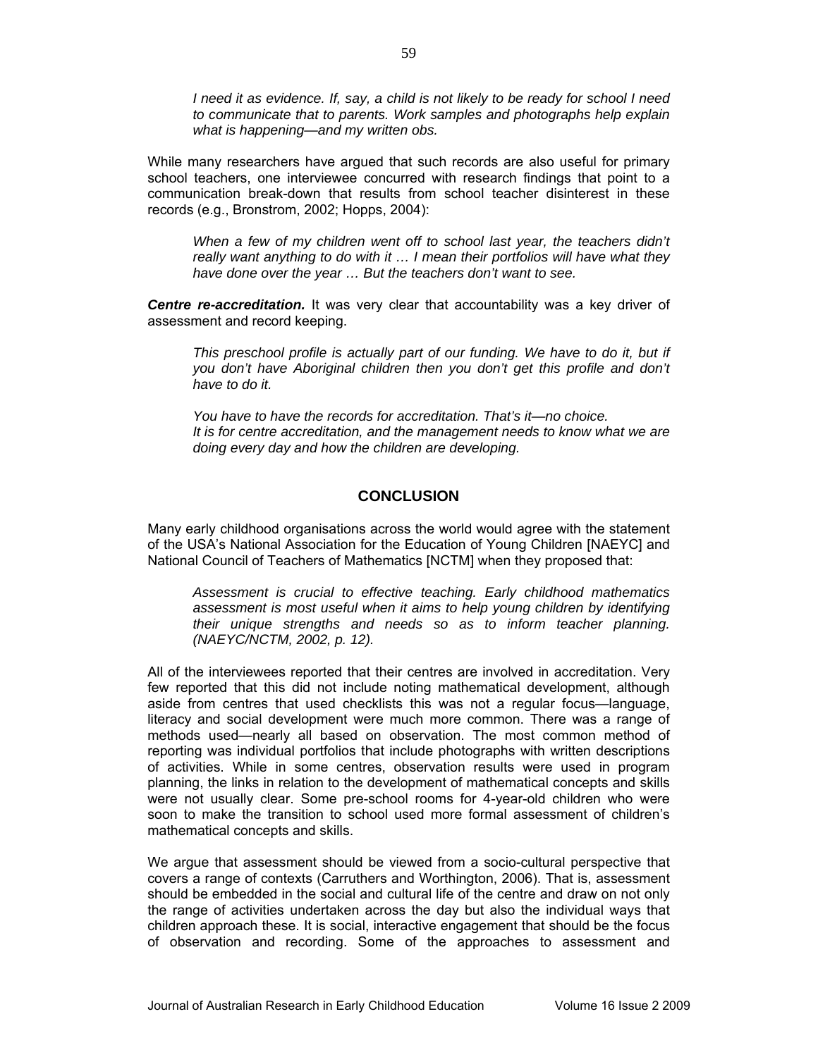> *I need it as evidence. If, say, a child is not likely to be ready for school I need to communicate that to parents. Work samples and photographs help explain what is happening—and my written obs.*

While many researchers have argued that such records are also useful for primary school teachers, one interviewee concurred with research findings that point to a communication break-down that results from school teacher disinterest in these records (e.g., Bronstrom, 2002; Hopps, 2004):

> *When a few of my children went off to school last year, the teachers didn't really want anything to do with it … I mean their portfolios will have what they have done over the year … But the teachers don't want to see.*

***Centre re-accreditation.*** It was very clear that accountability was a key driver of assessment and record keeping.

> *This preschool profile is actually part of our funding. We have to do it, but if you don't have Aboriginal children then you don't get this profile and don't have to do it.*
>
> *You have to have the records for accreditation. That's it—no choice.*
> *It is for centre accreditation, and the management needs to know what we are doing every day and how the children are developing.*

## CONCLUSION

Many early childhood organisations across the world would agree with the statement of the USA's National Association for the Education of Young Children [NAEYC] and National Council of Teachers of Mathematics [NCTM] when they proposed that:

> *Assessment is crucial to effective teaching. Early childhood mathematics assessment is most useful when it aims to help young children by identifying their unique strengths and needs so as to inform teacher planning. (NAEYC/NCTM, 2002, p. 12).*

All of the interviewees reported that their centres are involved in accreditation. Very few reported that this did not include noting mathematical development, although aside from centres that used checklists this was not a regular focus—language, literacy and social development were much more common. There was a range of methods used—nearly all based on observation. The most common method of reporting was individual portfolios that include photographs with written descriptions of activities. While in some centres, observation results were used in program planning, the links in relation to the development of mathematical concepts and skills were not usually clear. Some pre-school rooms for 4-year-old children who were soon to make the transition to school used more formal assessment of children's mathematical concepts and skills.

We argue that assessment should be viewed from a socio-cultural perspective that covers a range of contexts (Carruthers and Worthington, 2006). That is, assessment should be embedded in the social and cultural life of the centre and draw on not only the range of activities undertaken across the day but also the individual ways that children approach these. It is social, interactive engagement that should be the focus of observation and recording. Some of the approaches to assessment and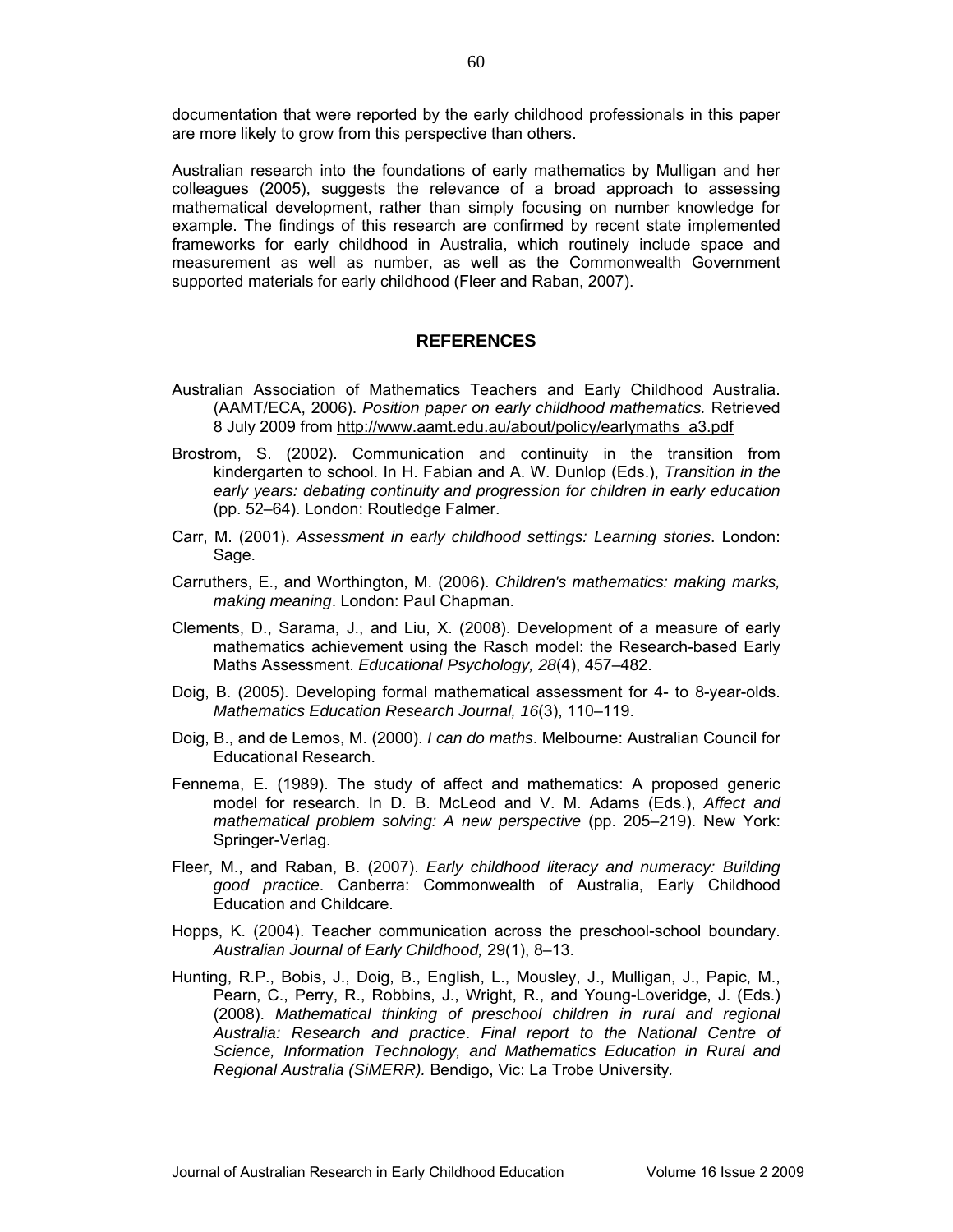documentation that were reported by the early childhood professionals in this paper are more likely to grow from this perspective than others.

Australian research into the foundations of early mathematics by Mulligan and her colleagues (2005), suggests the relevance of a broad approach to assessing mathematical development, rather than simply focusing on number knowledge for example. The findings of this research are confirmed by recent state implemented frameworks for early childhood in Australia, which routinely include space and measurement as well as number, as well as the Commonwealth Government supported materials for early childhood (Fleer and Raban, 2007).

## REFERENCES

Australian Association of Mathematics Teachers and Early Childhood Australia. (AAMT/ECA, 2006). *Position paper on early childhood mathematics.* Retrieved 8 July 2009 from http://www.aamt.edu.au/about/policy/earlymaths_a3.pdf

Brostrom, S. (2002). Communication and continuity in the transition from kindergarten to school. In H. Fabian and A. W. Dunlop (Eds.), *Transition in the early years: debating continuity and progression for children in early education* (pp. 52–64). London: Routledge Falmer.

Carr, M. (2001). *Assessment in early childhood settings: Learning stories*. London: Sage.

Carruthers, E., and Worthington, M. (2006). *Children's mathematics: making marks, making meaning*. London: Paul Chapman.

Clements, D., Sarama, J., and Liu, X. (2008). Development of a measure of early mathematics achievement using the Rasch model: the Research-based Early Maths Assessment. *Educational Psychology, 28*(4), 457–482.

Doig, B. (2005). Developing formal mathematical assessment for 4- to 8-year-olds. *Mathematics Education Research Journal, 16*(3), 110–119.

Doig, B., and de Lemos, M. (2000). *I can do maths*. Melbourne: Australian Council for Educational Research.

Fennema, E. (1989). The study of affect and mathematics: A proposed generic model for research. In D. B. McLeod and V. M. Adams (Eds.), *Affect and mathematical problem solving: A new perspective* (pp. 205–219). New York: Springer-Verlag.

Fleer, M., and Raban, B. (2007). *Early childhood literacy and numeracy: Building good practice*. Canberra: Commonwealth of Australia, Early Childhood Education and Childcare.

Hopps, K. (2004). Teacher communication across the preschool-school boundary. *Australian Journal of Early Childhood,* 29(1), 8–13.

Hunting, R.P., Bobis, J., Doig, B., English, L., Mousley, J., Mulligan, J., Papic, M., Pearn, C., Perry, R., Robbins, J., Wright, R., and Young-Loveridge, J. (Eds.) (2008). *Mathematical thinking of preschool children in rural and regional Australia: Research and practice*. *Final report to the National Centre of Science, Information Technology, and Mathematics Education in Rural and Regional Australia (SiMERR).* Bendigo, Vic: La Trobe University.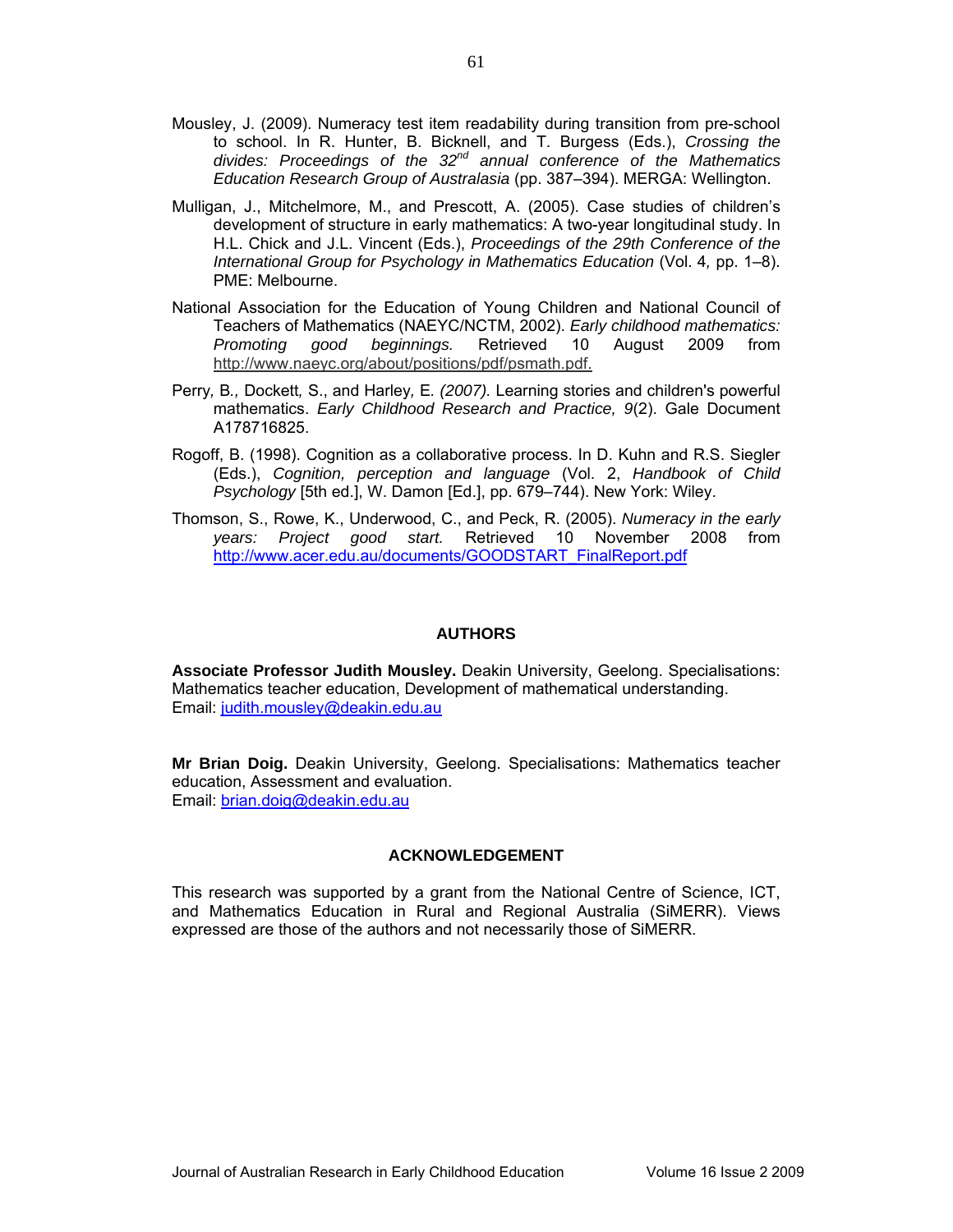Mousley, J. (2009). Numeracy test item readability during transition from pre-school to school. In R. Hunter, B. Bicknell, and T. Burgess (Eds.), *Crossing the divides: Proceedings of the 32nd annual conference of the Mathematics Education Research Group of Australasia* (pp. 387–394). MERGA: Wellington.

Mulligan, J., Mitchelmore, M., and Prescott, A. (2005). Case studies of children's development of structure in early mathematics: A two-year longitudinal study. In H.L. Chick and J.L. Vincent (Eds.), *Proceedings of the 29th Conference of the International Group for Psychology in Mathematics Education* (Vol. 4, pp. 1–8). PME: Melbourne.

National Association for the Education of Young Children and National Council of Teachers of Mathematics (NAEYC/NCTM, 2002). *Early childhood mathematics: Promoting good beginnings.* Retrieved 10 August 2009 from http://www.naeyc.org/about/positions/pdf/psmath.pdf.

Perry, B., Dockett, S., and Harley, E. *(2007).* Learning stories and children's powerful mathematics. *Early Childhood Research and Practice, 9*(2). Gale Document A178716825.

Rogoff, B. (1998). Cognition as a collaborative process. In D. Kuhn and R.S. Siegler (Eds.), *Cognition, perception and language* (Vol. 2, *Handbook of Child Psychology* [5th ed.], W. Damon [Ed.], pp. 679–744). New York: Wiley.

Thomson, S., Rowe, K., Underwood, C., and Peck, R. (2005). *Numeracy in the early years: Project good start.* Retrieved 10 November 2008 from http://www.acer.edu.au/documents/GOODSTART_FinalReport.pdf

## AUTHORS

**Associate Professor Judith Mousley.** Deakin University, Geelong. Specialisations: Mathematics teacher education, Development of mathematical understanding.
Email: judith.mousley@deakin.edu.au

**Mr Brian Doig.** Deakin University, Geelong. Specialisations: Mathematics teacher education, Assessment and evaluation.
Email: brian.doig@deakin.edu.au

## ACKNOWLEDGEMENT

This research was supported by a grant from the National Centre of Science, ICT, and Mathematics Education in Rural and Regional Australia (SiMERR). Views expressed are those of the authors and not necessarily those of SiMERR.